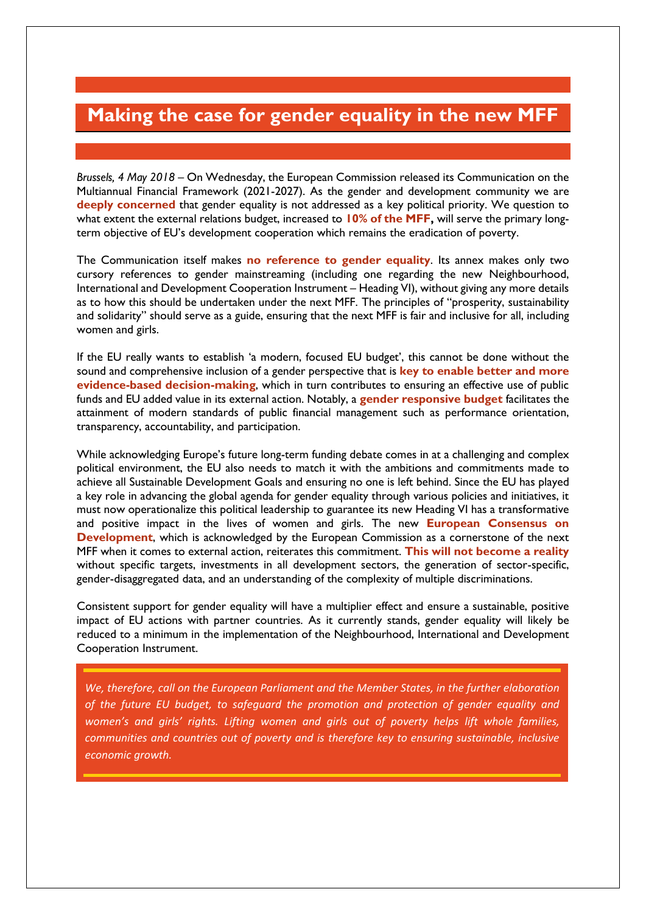# Making the case for gender equality in the new MFF

*Brussels, 4 May 2018* – On Wednesday, the European Commission released its Communication on the Multiannual Financial Framework (2021-2027). As the gender and development community we are **deeply concerned** that gender equality is not addressed as a key political priority. We question to what extent the external relations budget, increased to **10% of the MFF,** will serve the primary long-term objective of EU's development cooperation which remains the eradication of poverty.

The Communication itself makes **no reference to gender equality**. Its annex makes only two cursory references to gender mainstreaming (including one regarding the new Neighbourhood, International and Development Cooperation Instrument – Heading VI), without giving any more details as to how this should be undertaken under the next MFF. The principles of "prosperity, sustainability and solidarity" should serve as a guide, ensuring that the next MFF is fair and inclusive for all, including women and girls.

If the EU really wants to establish 'a modern, focused EU budget', this cannot be done without the sound and comprehensive inclusion of a gender perspective that is **key to enable better and more evidence-based decision-making**, which in turn contributes to ensuring an effective use of public funds and EU added value in its external action. Notably, a **gender responsive budget** facilitates the attainment of modern standards of public financial management such as performance orientation, transparency, accountability, and participation.

While acknowledging Europe's future long-term funding debate comes in at a challenging and complex political environment, the EU also needs to match it with the ambitions and commitments made to achieve all Sustainable Development Goals and ensuring no one is left behind. Since the EU has played a key role in advancing the global agenda for gender equality through various policies and initiatives, it must now operationalize this political leadership to guarantee its new Heading VI has a transformative and positive impact in the lives of women and girls. The new **European Consensus on Development**, which is acknowledged by the European Commission as a cornerstone of the next MFF when it comes to external action, reiterates this commitment. **This will not become a reality** without specific targets, investments in all development sectors, the generation of sector-specific, gender-disaggregated data, and an understanding of the complexity of multiple discriminations.

Consistent support for gender equality will have a multiplier effect and ensure a sustainable, positive impact of EU actions with partner countries. As it currently stands, gender equality will likely be reduced to a minimum in the implementation of the Neighbourhood, International and Development Cooperation Instrument.

*We, therefore, call on the European Parliament and the Member States, in the further elaboration of the future EU budget, to safeguard the promotion and protection of gender equality and women's and girls' rights. Lifting women and girls out of poverty helps lift whole families, communities and countries out of poverty and is therefore key to ensuring sustainable, inclusive economic growth.*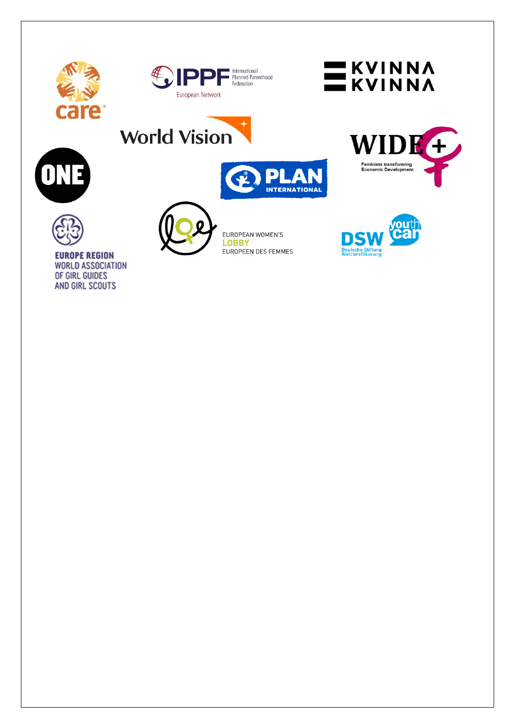care

IPPF International Planned Parenthood Federation
European Network

KVINNA KVINNA

World Vision

WIDE+
Feminists transforming Economic Development

ONE

PLAN INTERNATIONAL

EUROPE REGION
WORLD ASSOCIATION
OF GIRL GUIDES
AND GIRL SCOUTS

EUROPEAN WOMEN'S
LOBBY
EUROPEEN DES FEMMES

DSW
Deutsche Stiftung Weltbevölkerung
youth can